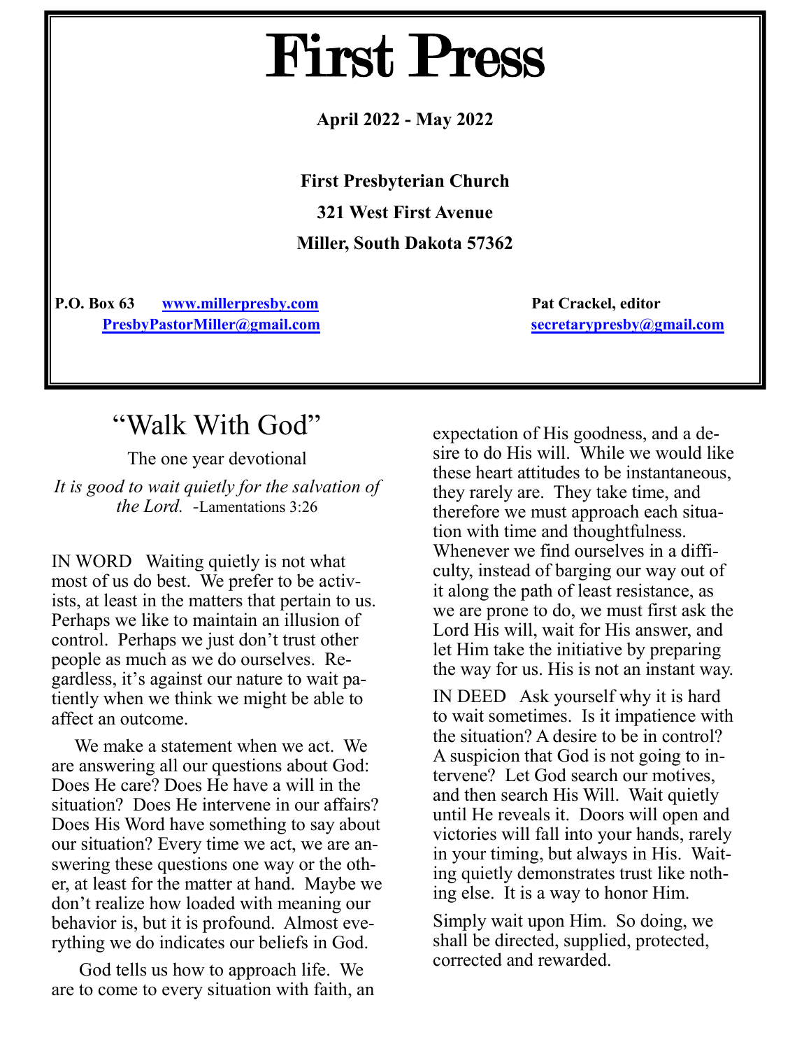# First Press

**April 2022 - May 2022**

**First Presbyterian Church**

**321 West First Avenue**

**Miller, South Dakota 57362**

**P.O. Box 63** [www.millerpresby.com](http://www.millerpresby.com) [PresbyPastorMiller@gmail.com](mailto:PresbyPastorMiller@gmail.com)

**Pat Crackel, editor** [secretarypresby@gmail.com](mailto:secretarypresby@gmail.com)

## "Walk With God"

The one year devotional

*It is good to wait quietly for the salvation of the Lord.* -Lamentations 3:26

IN WORD Waiting quietly is not what most of us do best. We prefer to be activists, at least in the matters that pertain to us. Perhaps we like to maintain an illusion of control. Perhaps we just don't trust other people as much as we do ourselves. Regardless, it's against our nature to wait patiently when we think we might be able to affect an outcome.

We make a statement when we act. We are answering all our questions about God: Does He care? Does He have a will in the situation? Does He intervene in our affairs? Does His Word have something to say about our situation? Every time we act, we are answering these questions one way or the other, at least for the matter at hand. Maybe we don't realize how loaded with meaning our behavior is, but it is profound. Almost everything we do indicates our beliefs in God.

God tells us how to approach life. We are to come to every situation with faith, an expectation of His goodness, and a desire to do His will. While we would like these heart attitudes to be instantaneous, they rarely are. They take time, and therefore we must approach each situation with time and thoughtfulness. Whenever we find ourselves in a difficulty, instead of barging our way out of it along the path of least resistance, as we are prone to do, we must first ask the Lord His will, wait for His answer, and let Him take the initiative by preparing the way for us. His is not an instant way.

IN DEED Ask yourself why it is hard to wait sometimes. Is it impatience with the situation? A desire to be in control? A suspicion that God is not going to intervene? Let God search our motives, and then search His Will. Wait quietly until He reveals it. Doors will open and victories will fall into your hands, rarely in your timing, but always in His. Waiting quietly demonstrates trust like nothing else. It is a way to honor Him.

Simply wait upon Him. So doing, we shall be directed, supplied, protected, corrected and rewarded.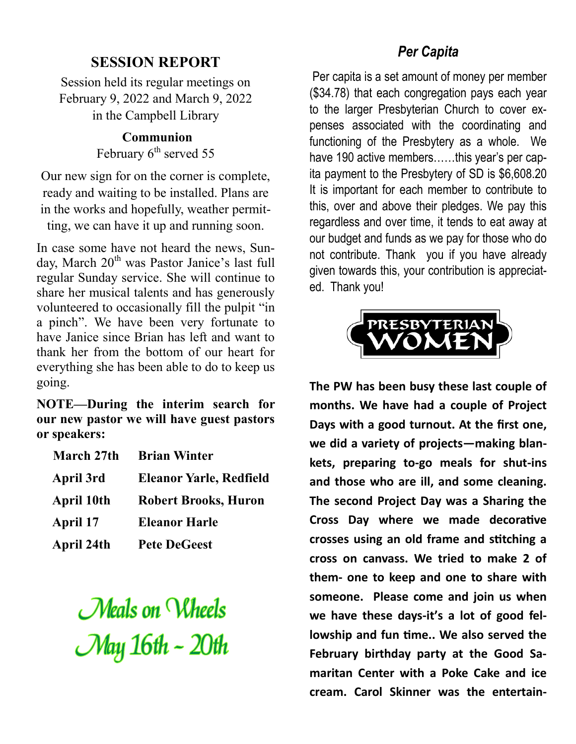## SESSION REPORT

Session held its regular meetings on February 9, 2022 and March 9, 2022 in the Campbell Library

**Communion**

February 6th served 55

Our new sign for on the corner is complete, ready and waiting to be installed. Plans are in the works and hopefully, weather permitting, we can have it up and running soon.

In case some have not heard the news, Sunday, March 20th was Pastor Janice's last full regular Sunday service. She will continue to share her musical talents and has generously volunteered to occasionally fill the pulpit "in a pinch". We have been very fortunate to have Janice since Brian has left and want to thank her from the bottom of our heart for everything she has been able to do to keep us going.

**NOTE—During the interim search for our new pastor we will have guest pastors or speakers:**

| | |
|---|---|
| **March 27th** | **Brian Winter** |
| **April 3rd** | **Eleanor Yarle, Redfield** |
| **April 10th** | **Robert Brooks, Huron** |
| **April 17** | **Eleanor Harle** |
| **April 24th** | **Pete DeGeest** |

*Meals on Wheels*
*May 16th – 20th*

## *Per Capita*

Per capita is a set amount of money per member ($34.78) that each congregation pays each year to the larger Presbyterian Church to cover expenses associated with the coordinating and functioning of the Presbytery as a whole. We have 190 active members……this year's per capita payment to the Presbytery of SD is $6,608.20 It is important for each member to contribute to this, over and above their pledges. We pay this regardless and over time, it tends to eat away at our budget and funds as we pay for those who do not contribute. Thank you if you have already given towards this, your contribution is appreciated. Thank you!

PRESBYTERIAN WOMEN

**The PW has been busy these last couple of months. We have had a couple of Project Days with a good turnout. At the first one, we did a variety of projects—making blankets, preparing to-go meals for shut-ins and those who are ill, and some cleaning. The second Project Day was a Sharing the Cross Day where we made decorative crosses using an old frame and stitching a cross on canvass. We tried to make 2 of them- one to keep and one to share with someone. Please come and join us when we have these days-it's a lot of good fellowship and fun time.. We also served the February birthday party at the Good Samaritan Center with a Poke Cake and ice cream. Carol Skinner was the entertain-**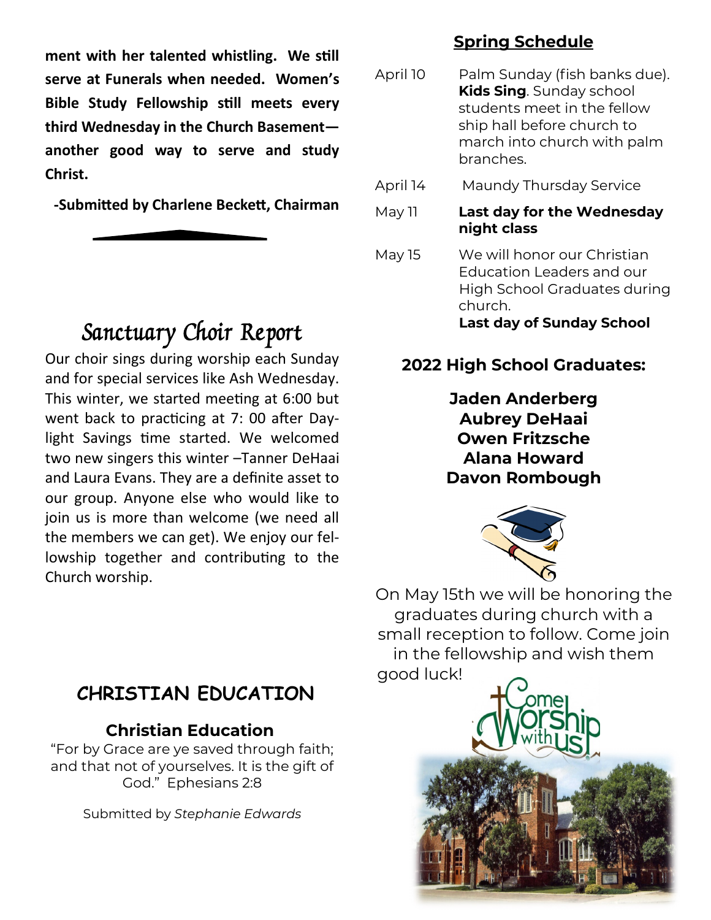**ment with her talented whistling. We still serve at Funerals when needed. Women's Bible Study Fellowship still meets every third Wednesday in the Church Basement—another good way to serve and study Christ.**

**-Submitted by Charlene Beckett, Chairman**

# Sanctuary Choir Report

Our choir sings during worship each Sunday and for special services like Ash Wednesday. This winter, we started meeting at 6:00 but went back to practicing at 7: 00 after Daylight Savings time started. We welcomed two new singers this winter –Tanner DeHaai and Laura Evans. They are a definite asset to our group. Anyone else who would like to join us is more than welcome (we need all the members we can get). We enjoy our fellowship together and contributing to the Church worship.

# CHRISTIAN EDUCATION

### Christian Education

"For by Grace are ye saved through faith; and that not of yourselves. It is the gift of God." Ephesians 2:8

Submitted by *Stephanie Edwards*

## Spring Schedule

| | |
|---|---|
| April 10 | Palm Sunday (fish banks due). **Kids Sing**. Sunday school students meet in the fellow ship hall before church to march into church with palm branches. |
| April 14 | Maundy Thursday Service |
| May 11 | **Last day for the Wednesday night class** |
| May 15 | We will honor our Christian Education Leaders and our High School Graduates during church. **Last day of Sunday School** |

### 2022 High School Graduates:

**Jaden Anderberg**
**Aubrey DeHaai**
**Owen Fritzsche**
**Alana Howard**
**Davon Rombough**

On May 15th we will be honoring the graduates during church with a small reception to follow. Come join in the fellowship and wish them good luck!

Come Worship with us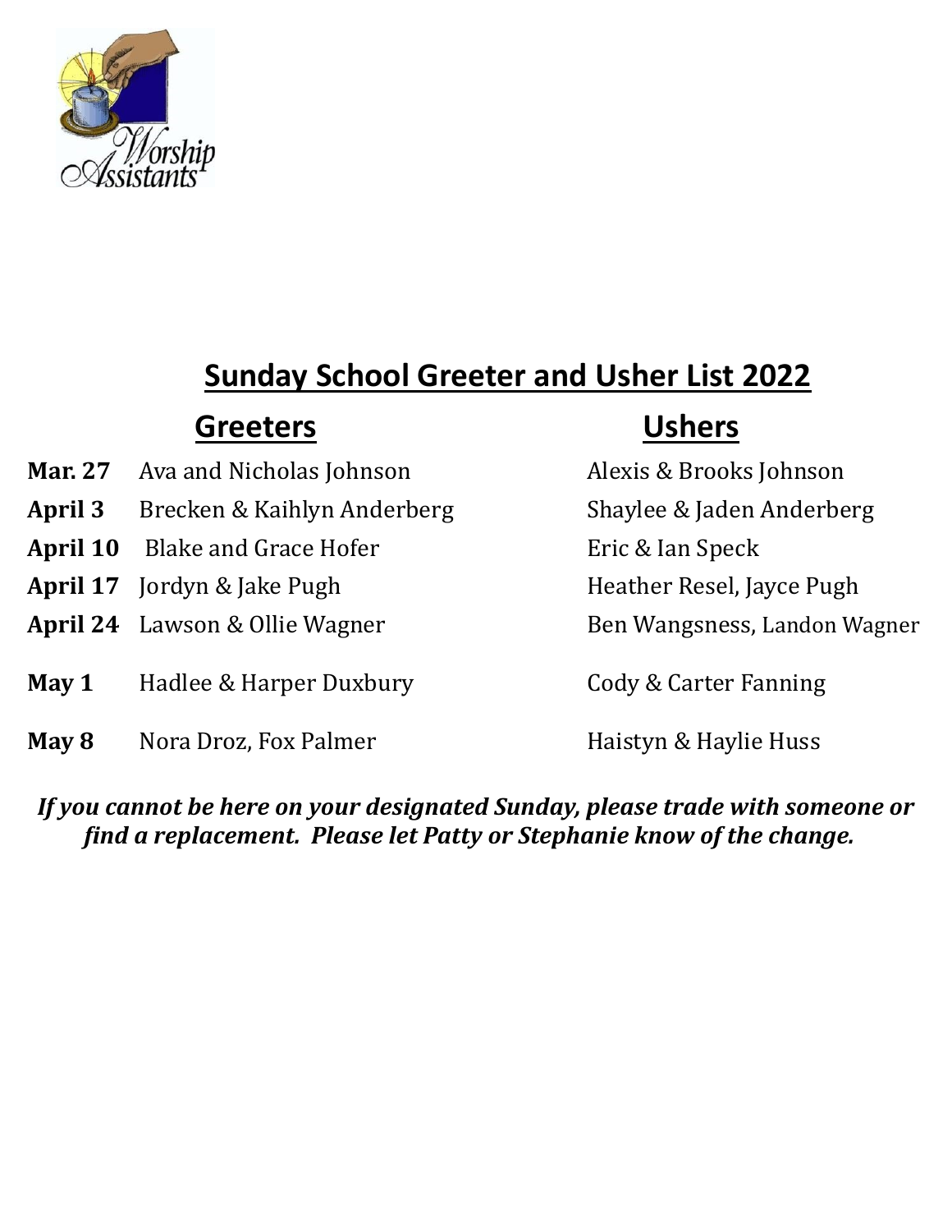## Sunday School Greeter and Usher List 2022

| | Greeters | Ushers |
|---|---|---|
| **Mar. 27** | Ava and Nicholas Johnson | Alexis & Brooks Johnson |
| **April 3** | Brecken & Kaihlyn Anderberg | Shaylee & Jaden Anderberg |
| **April 10** | Blake and Grace Hofer | Eric & Ian Speck |
| **April 17** | Jordyn & Jake Pugh | Heather Resel, Jayce Pugh |
| **April 24** | Lawson & Ollie Wagner | Ben Wangsness, Landon Wagner |
| **May 1** | Hadlee & Harper Duxbury | Cody & Carter Fanning |
| **May 8** | Nora Droz, Fox Palmer | Haistyn & Haylie Huss |

***If you cannot be here on your designated Sunday, please trade with someone or find a replacement. Please let Patty or Stephanie know of the change.***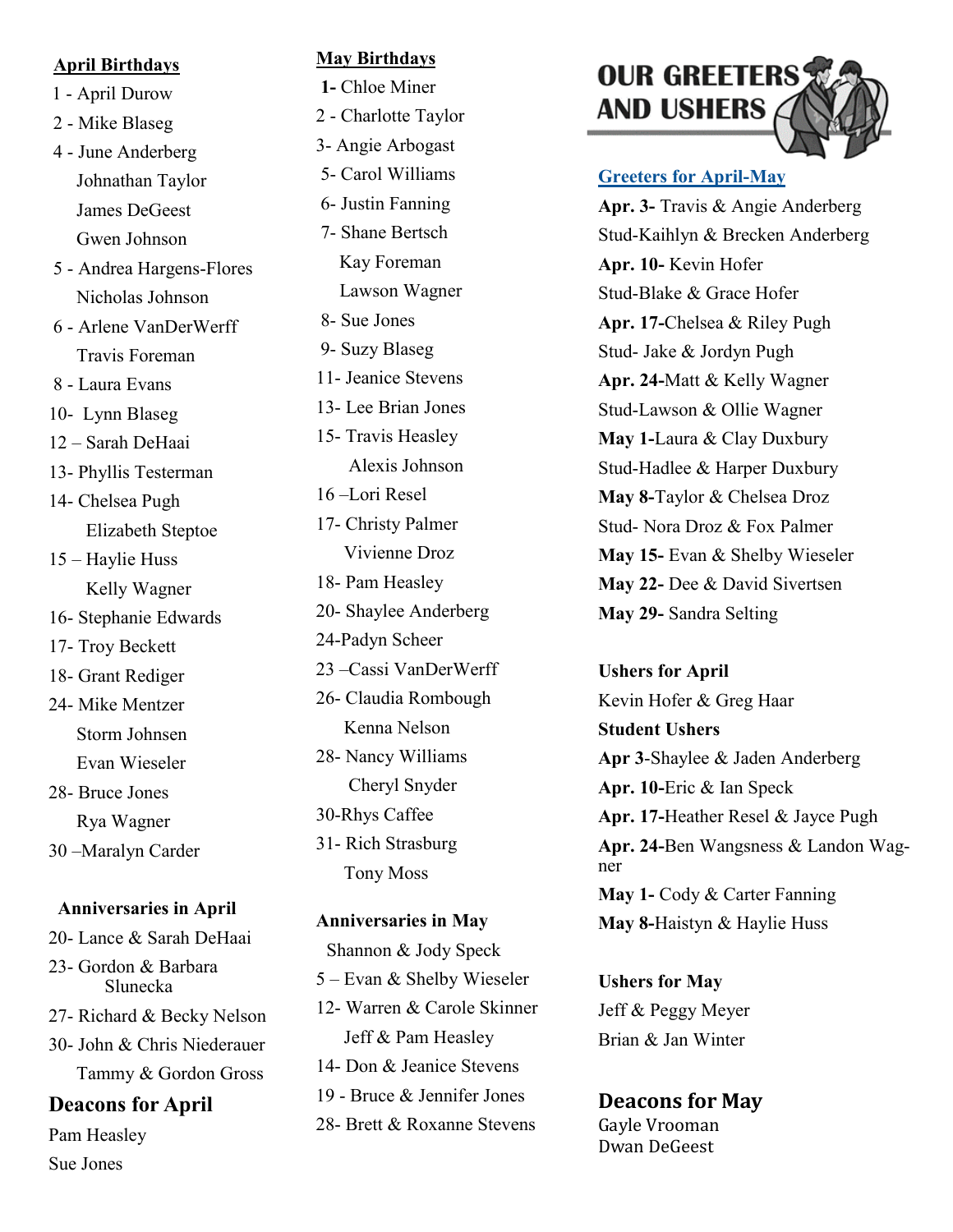**April Birthdays**

1 - April Durow
2 - Mike Blaseg
4 - June Anderberg
Johnathan Taylor
James DeGeest
Gwen Johnson
5 - Andrea Hargens-Flores
Nicholas Johnson
6 - Arlene VanDerWerff
Travis Foreman
8 - Laura Evans
10- Lynn Blaseg
12 – Sarah DeHaai
13- Phyllis Testerman
14- Chelsea Pugh
Elizabeth Steptoe
15 – Haylie Huss
Kelly Wagner
16- Stephanie Edwards
17- Troy Beckett
18- Grant Rediger
24- Mike Mentzer
Storm Johnsen
Evan Wieseler
28- Bruce Jones
Rya Wagner
30 –Maralyn Carder

**Anniversaries in April**

20- Lance & Sarah DeHaai
23- Gordon & Barbara Slunecka
27- Richard & Becky Nelson
30- John & Chris Niederauer
Tammy & Gordon Gross

## Deacons for April

Pam Heasley
Sue Jones

**May Birthdays**

**1-** Chloe Miner
2 - Charlotte Taylor
3- Angie Arbogast
5- Carol Williams
6- Justin Fanning
7- Shane Bertsch
Kay Foreman
Lawson Wagner
8- Sue Jones
9- Suzy Blaseg
11- Jeanice Stevens
13- Lee Brian Jones
15- Travis Heasley
Alexis Johnson
16 –Lori Resel
17- Christy Palmer
Vivienne Droz
18- Pam Heasley
20- Shaylee Anderberg
24-Padyn Scheer
23 –Cassi VanDerWerff
26- Claudia Rombough
Kenna Nelson
28- Nancy Williams
Cheryl Snyder
30-Rhys Caffee
31- Rich Strasburg
Tony Moss

**Anniversaries in May**

Shannon & Jody Speck
5 – Evan & Shelby Wieseler
12- Warren & Carole Skinner
Jeff & Pam Heasley
14- Don & Jeanice Stevens
19 - Bruce & Jennifer Jones
28- Brett & Roxanne Stevens

## OUR GREETERS AND USHERS

**Greeters for April-May**

**Apr. 3-** Travis & Angie Anderberg
Stud-Kaihlyn & Brecken Anderberg
**Apr. 10-** Kevin Hofer
Stud-Blake & Grace Hofer
**Apr. 17-**Chelsea & Riley Pugh
Stud- Jake & Jordyn Pugh
**Apr. 24-**Matt & Kelly Wagner
Stud-Lawson & Ollie Wagner
**May 1-**Laura & Clay Duxbury
Stud-Hadlee & Harper Duxbury
**May 8-**Taylor & Chelsea Droz
Stud- Nora Droz & Fox Palmer
**May 15-** Evan & Shelby Wieseler
**May 22-** Dee & David Sivertsen
**May 29-** Sandra Selting

**Ushers for April**

Kevin Hofer & Greg Haar

**Student Ushers**

**Apr 3**-Shaylee & Jaden Anderberg
**Apr. 10-**Eric & Ian Speck
**Apr. 17-**Heather Resel & Jayce Pugh
**Apr. 24-**Ben Wangsness & Landon Wagner
**May 1-** Cody & Carter Fanning
**May 8-**Haistyn & Haylie Huss

**Ushers for May**

Jeff & Peggy Meyer
Brian & Jan Winter

## Deacons for May

Gayle Vrooman
Dwan DeGeest